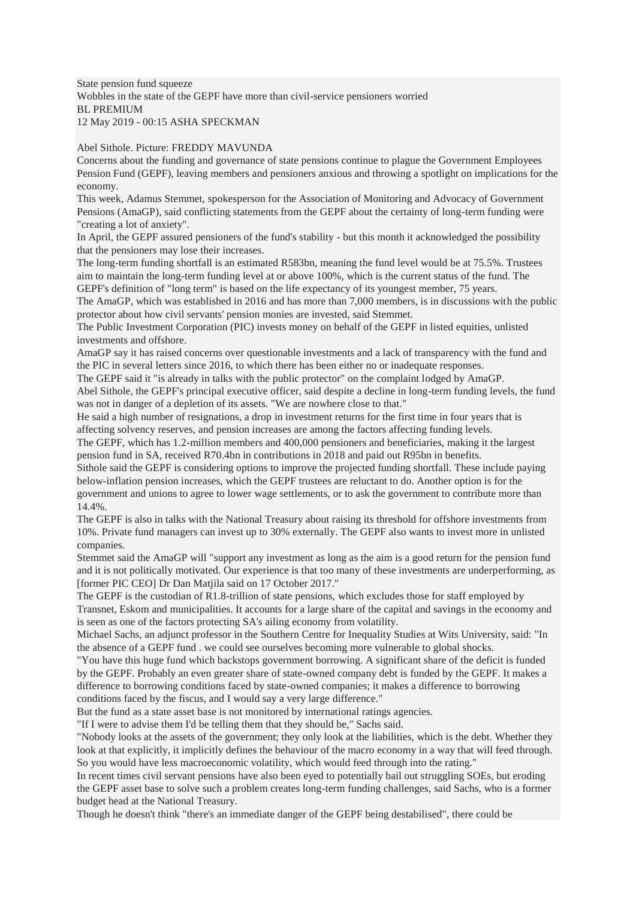# State pension fund squeeze

Wobbles in the state of the GEPF have more than civil-service pensioners worried

BL PREMIUM

12 May 2019 - 00:15 ASHA SPECKMAN

Abel Sithole. Picture: FREDDY MAVUNDA

Concerns about the funding and governance of state pensions continue to plague the Government Employees Pension Fund (GEPF), leaving members and pensioners anxious and throwing a spotlight on implications for the economy.

This week, Adamus Stemmet, spokesperson for the Association of Monitoring and Advocacy of Government Pensions (AmaGP), said conflicting statements from the GEPF about the certainty of long-term funding were "creating a lot of anxiety".

In April, the GEPF assured pensioners of the fund's stability - but this month it acknowledged the possibility that the pensioners may lose their increases.

The long-term funding shortfall is an estimated R583bn, meaning the fund level would be at 75.5%. Trustees aim to maintain the long-term funding level at or above 100%, which is the current status of the fund. The GEPF's definition of "long term" is based on the life expectancy of its youngest member, 75 years.

The AmaGP, which was established in 2016 and has more than 7,000 members, is in discussions with the public protector about how civil servants' pension monies are invested, said Stemmet.

The Public Investment Corporation (PIC) invests money on behalf of the GEPF in listed equities, unlisted investments and offshore.

AmaGP say it has raised concerns over questionable investments and a lack of transparency with the fund and the PIC in several letters since 2016, to which there has been either no or inadequate responses.

The GEPF said it "is already in talks with the public protector" on the complaint lodged by AmaGP.

Abel Sithole, the GEPF's principal executive officer, said despite a decline in long-term funding levels, the fund was not in danger of a depletion of its assets. "We are nowhere close to that."

He said a high number of resignations, a drop in investment returns for the first time in four years that is affecting solvency reserves, and pension increases are among the factors affecting funding levels.

The GEPF, which has 1.2-million members and 400,000 pensioners and beneficiaries, making it the largest pension fund in SA, received R70.4bn in contributions in 2018 and paid out R95bn in benefits.

Sithole said the GEPF is considering options to improve the projected funding shortfall. These include paying below-inflation pension increases, which the GEPF trustees are reluctant to do. Another option is for the government and unions to agree to lower wage settlements, or to ask the government to contribute more than 14.4%.

The GEPF is also in talks with the National Treasury about raising its threshold for offshore investments from 10%. Private fund managers can invest up to 30% externally. The GEPF also wants to invest more in unlisted companies.

Stemmet said the AmaGP will "support any investment as long as the aim is a good return for the pension fund and it is not politically motivated. Our experience is that too many of these investments are underperforming, as [former PIC CEO] Dr Dan Matjila said on 17 October 2017."

The GEPF is the custodian of R1.8-trillion of state pensions, which excludes those for staff employed by Transnet, Eskom and municipalities. It accounts for a large share of the capital and savings in the economy and is seen as one of the factors protecting SA's ailing economy from volatility.

Michael Sachs, an adjunct professor in the Southern Centre for Inequality Studies at Wits University, said: "In the absence of a GEPF fund . we could see ourselves becoming more vulnerable to global shocks.

"You have this huge fund which backstops government borrowing. A significant share of the deficit is funded by the GEPF. Probably an even greater share of state-owned company debt is funded by the GEPF. It makes a difference to borrowing conditions faced by state-owned companies; it makes a difference to borrowing conditions faced by the fiscus, and I would say a very large difference."

But the fund as a state asset base is not monitored by international ratings agencies.

"If I were to advise them I'd be telling them that they should be," Sachs said.

"Nobody looks at the assets of the government; they only look at the liabilities, which is the debt. Whether they look at that explicitly, it implicitly defines the behaviour of the macro economy in a way that will feed through. So you would have less macroeconomic volatility, which would feed through into the rating."

In recent times civil servant pensions have also been eyed to potentially bail out struggling SOEs, but eroding the GEPF asset base to solve such a problem creates long-term funding challenges, said Sachs, who is a former budget head at the National Treasury.

Though he doesn't think "there's an immediate danger of the GEPF being destabilised", there could be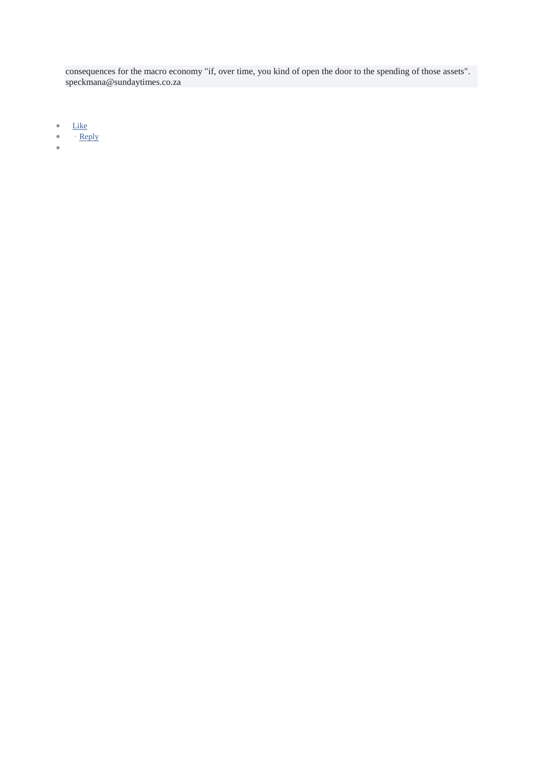consequences for the macro economy "if, over time, you kind of open the door to the spending of those assets".
speckmana@sundaytimes.co.za

- Like
- · Reply
-